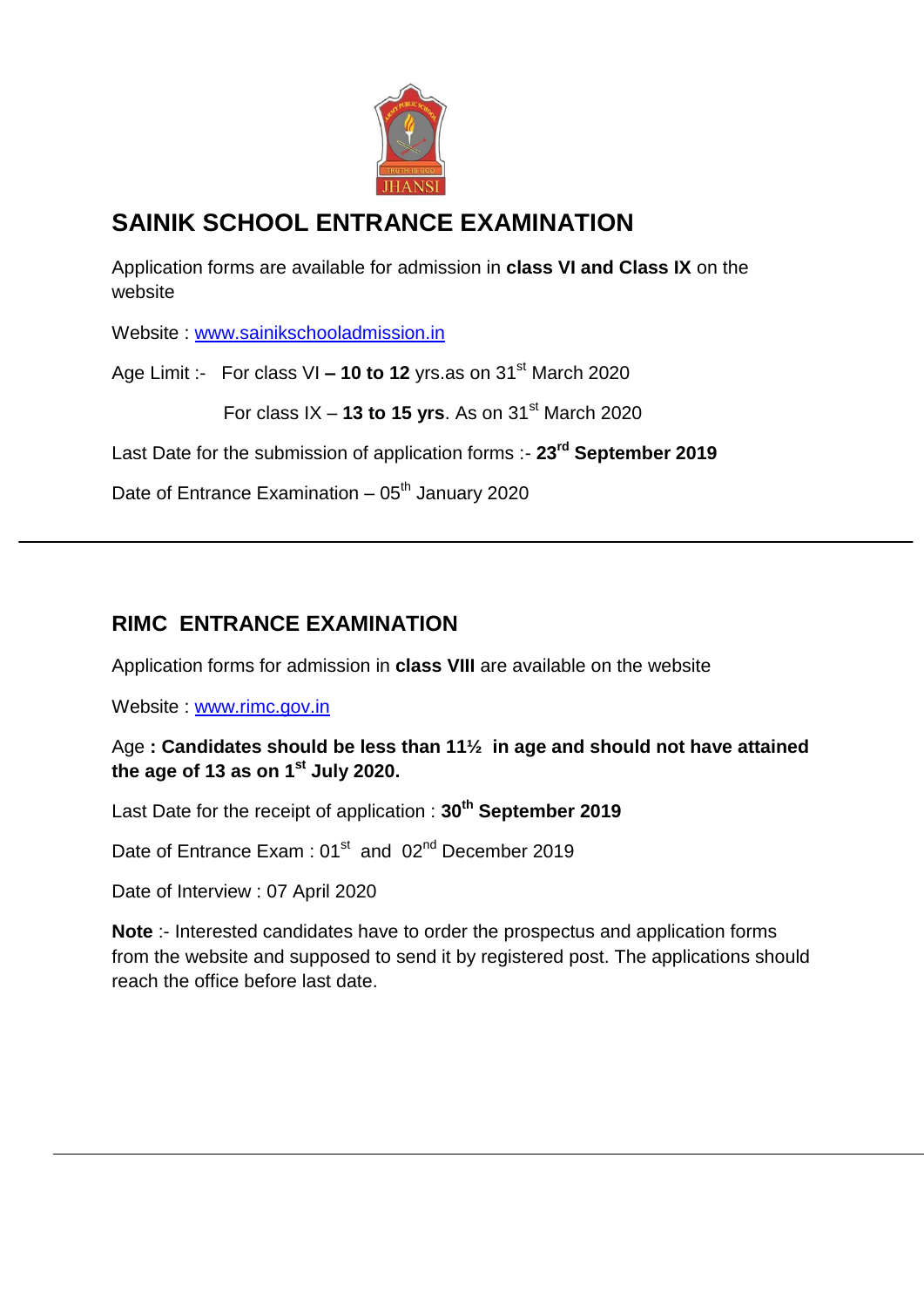## SAINIK SCHOOL ENTRANCE EXAMINATION

Application forms are available for admission in **class VI and Class IX** on the website

Website : www.sainikschooladmission.in

Age Limit :- For class VI **– 10 to 12** yrs.as on 31st March 2020

For class IX – **13 to 15 yrs**. As on 31st March 2020

Last Date for the submission of application forms :- **23rd September 2019**

Date of Entrance Examination – 05th January 2020

---

## RIMC ENTRANCE EXAMINATION

Application forms for admission in **class VIII** are available on the website

Website : www.rimc.gov.in

Age **: Candidates should be less than 11½ in age and should not have attained the age of 13 as on 1st July 2020.**

Last Date for the receipt of application : **30th September 2019**

Date of Entrance Exam : 01st and 02nd December 2019

Date of Interview : 07 April 2020

**Note** :- Interested candidates have to order the prospectus and application forms from the website and supposed to send it by registered post. The applications should reach the office before last date.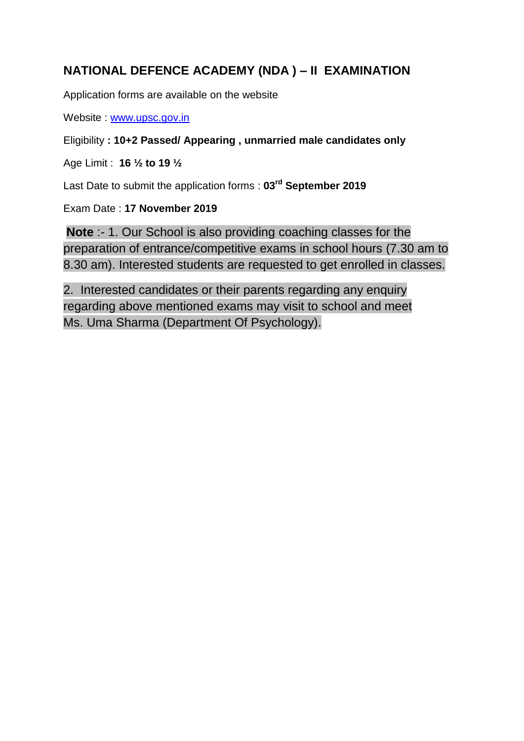## NATIONAL DEFENCE ACADEMY (NDA ) – II EXAMINATION

Application forms are available on the website

Website : [www.upsc.gov.in](http://www.upsc.gov.in)

Eligibility **: 10+2 Passed/ Appearing , unmarried male candidates only**

Age Limit : **16 ½ to 19 ½**

Last Date to submit the application forms : **03rd September 2019**

Exam Date : **17 November 2019**

**Note** :- 1. Our School is also providing coaching classes for the preparation of entrance/competitive exams in school hours (7.30 am to 8.30 am). Interested students are requested to get enrolled in classes.

2. Interested candidates or their parents regarding any enquiry regarding above mentioned exams may visit to school and meet Ms. Uma Sharma (Department Of Psychology).